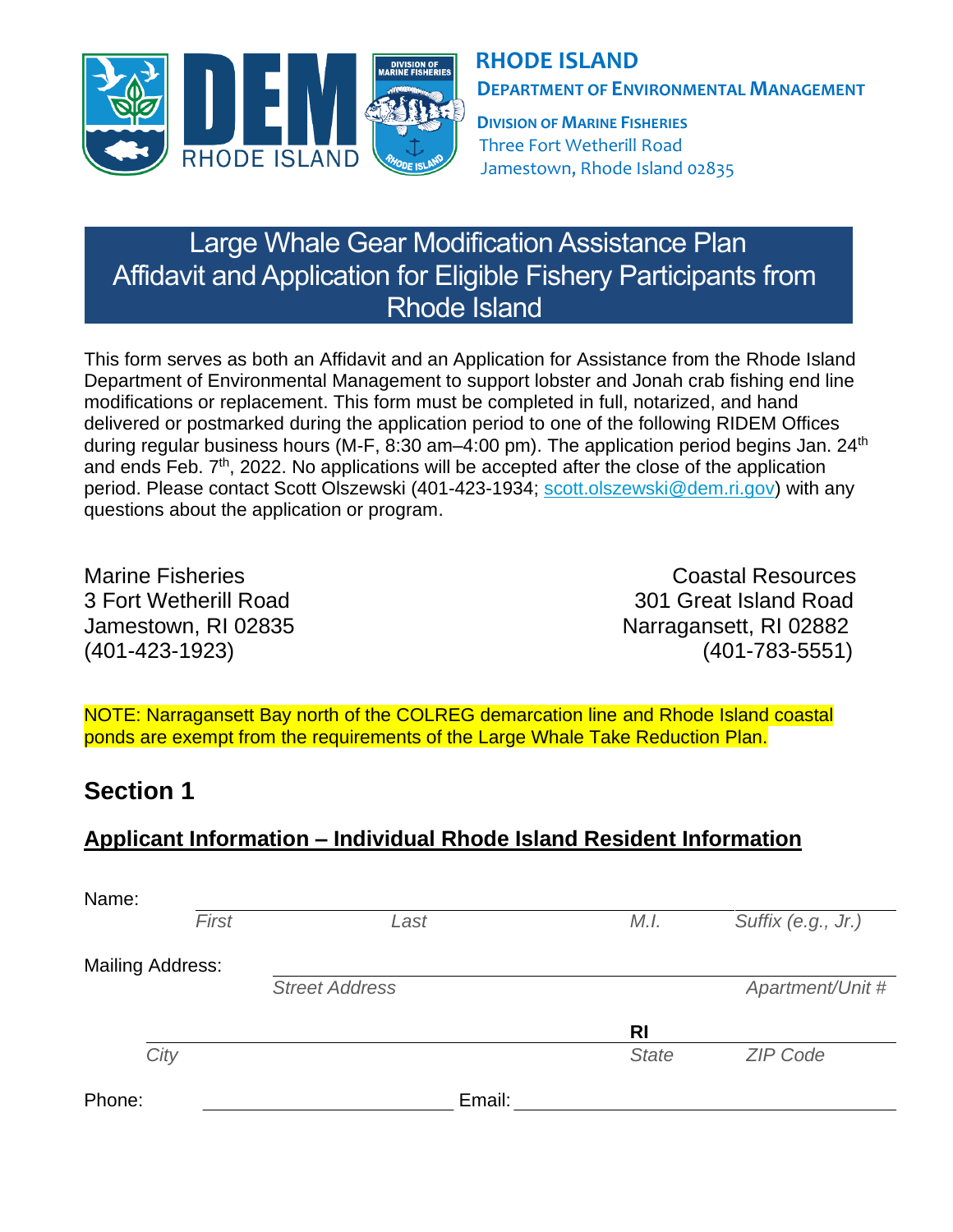**RHODE ISLAND**
**DEPARTMENT OF ENVIRONMENTAL MANAGEMENT**

**DIVISION OF MARINE FISHERIES**
Three Fort Wetherill Road
Jamestown, Rhode Island 02835

# Large Whale Gear Modification Assistance Plan Affidavit and Application for Eligible Fishery Participants from Rhode Island

This form serves as both an Affidavit and an Application for Assistance from the Rhode Island Department of Environmental Management to support lobster and Jonah crab fishing end line modifications or replacement. This form must be completed in full, notarized, and hand delivered or postmarked during the application period to one of the following RIDEM Offices during regular business hours (M-F, 8:30 am–4:00 pm). The application period begins Jan. 24th and ends Feb. 7th, 2022. No applications will be accepted after the close of the application period. Please contact Scott Olszewski (401-423-1934; scott.olszewski@dem.ri.gov) with any questions about the application or program.

Marine Fisheries
3 Fort Wetherill Road
Jamestown, RI 02835
(401-423-1923)

Coastal Resources
301 Great Island Road
Narragansett, RI 02882
(401-783-5551)

NOTE: Narragansett Bay north of the COLREG demarcation line and Rhode Island coastal ponds are exempt from the requirements of the Large Whale Take Reduction Plan.

## Section 1

### Applicant Information – Individual Rhode Island Resident Information

Name: ______________________________________________
*First* *Last* *M.I.* *Suffix (e.g., Jr.)*

Mailing Address: ______________________________________________
*Street Address* *Apartment/Unit #*

______________________________________________ RI ____________
*City* *State* *ZIP Code*

Phone: ____________________ Email: ____________________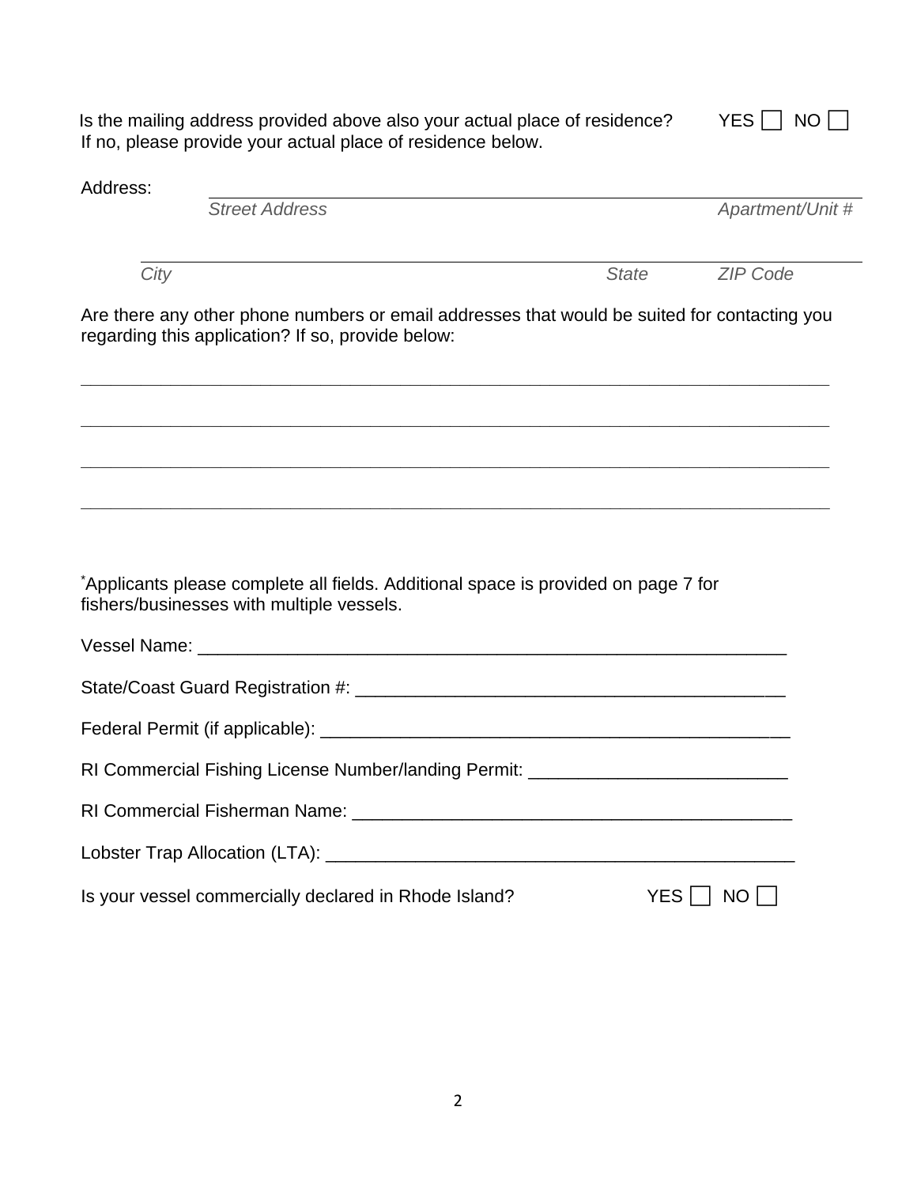Is the mailing address provided above also your actual place of residence? YES ☐ NO ☐
If no, please provide your actual place of residence below.

Address: ________________________________________________

*Street Address* *Apartment/Unit #*

________________________________________________

*City* *State* *ZIP Code*

Are there any other phone numbers or email addresses that would be suited for contacting you regarding this application? If so, provide below:

________________________________________________

________________________________________________

________________________________________________

________________________________________________

*Applicants please complete all fields. Additional space is provided on page 7 for fishers/businesses with multiple vessels.

Vessel Name: ________________________________________________

State/Coast Guard Registration #: ________________________________________________

Federal Permit (if applicable): ________________________________________________

RI Commercial Fishing License Number/landing Permit: ____________________________

RI Commercial Fisherman Name: ________________________________________________

Lobster Trap Allocation (LTA): ________________________________________________

Is your vessel commercially declared in Rhode Island? YES ☐ NO ☐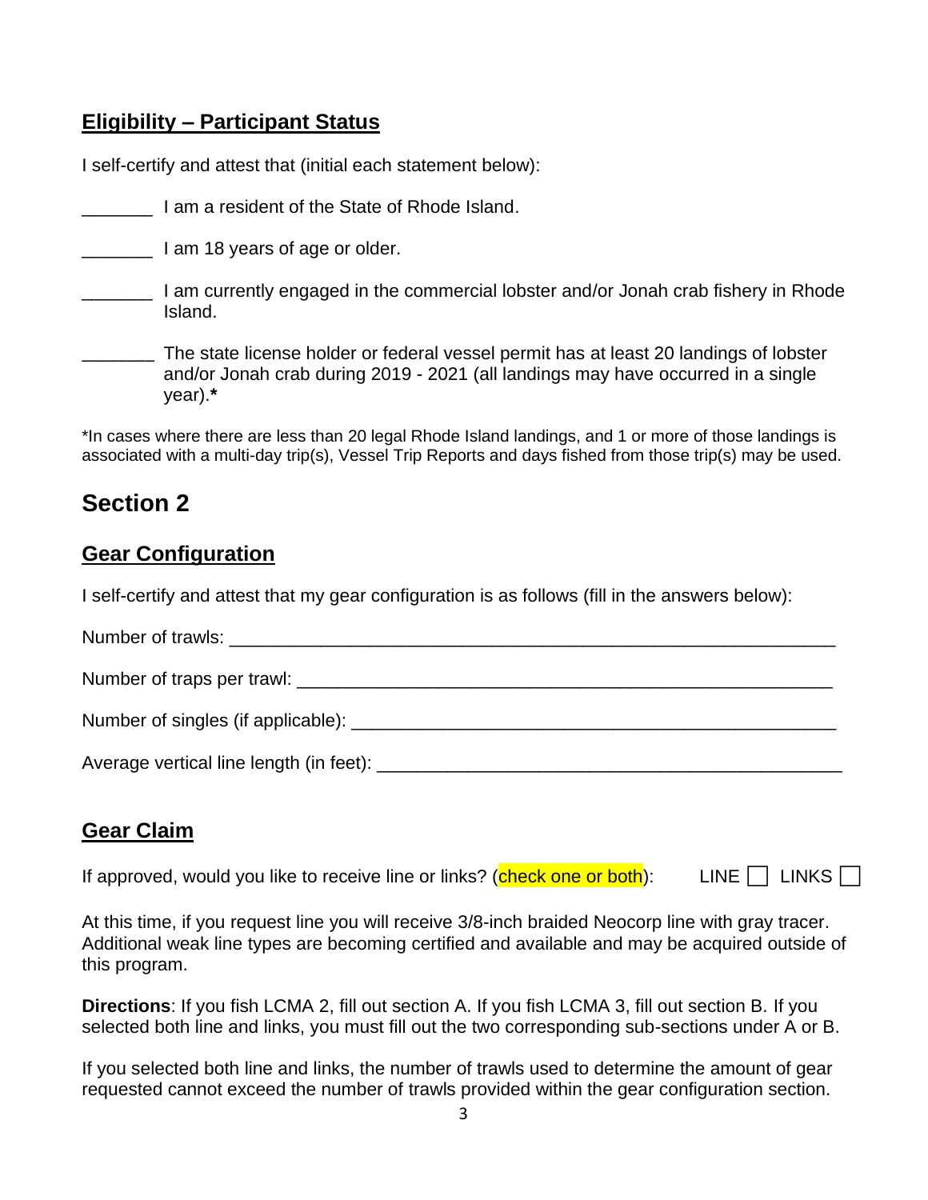## Eligibility – Participant Status

I self-certify and attest that (initial each statement below):

_______ I am a resident of the State of Rhode Island.

_______ I am 18 years of age or older.

_______ I am currently engaged in the commercial lobster and/or Jonah crab fishery in Rhode Island.

_______ The state license holder or federal vessel permit has at least 20 landings of lobster and/or Jonah crab during 2019 - 2021 (all landings may have occurred in a single year).*

*In cases where there are less than 20 legal Rhode Island landings, and 1 or more of those landings is associated with a multi-day trip(s), Vessel Trip Reports and days fished from those trip(s) may be used.

# Section 2

## Gear Configuration

I self-certify and attest that my gear configuration is as follows (fill in the answers below):

Number of trawls: ____________________________________________________________

Number of traps per trawl: ______________________________________________________

Number of singles (if applicable): _________________________________________________

Average vertical line length (in feet): ______________________________________________

## Gear Claim

If approved, would you like to receive line or links? (check one or both): LINE ☐ LINKS ☐

At this time, if you request line you will receive 3/8-inch braided Neocorp line with gray tracer. Additional weak line types are becoming certified and available and may be acquired outside of this program.

**Directions**: If you fish LCMA 2, fill out section A. If you fish LCMA 3, fill out section B. If you selected both line and links, you must fill out the two corresponding sub-sections under A or B.

If you selected both line and links, the number of trawls used to determine the amount of gear requested cannot exceed the number of trawls provided within the gear configuration section.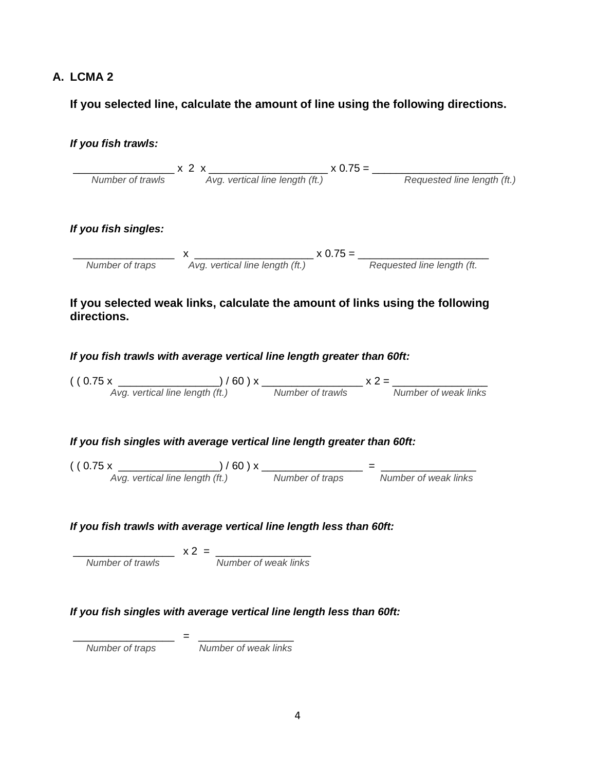## A. LCMA 2

**If you selected line, calculate the amount of line using the following directions.**

***If you fish trawls:***

_________________ x 2 x ____________________ x 0.75 = ______________________

*Number of trawls* *Avg. vertical line length (ft.)* *Requested line length (ft.)*

***If you fish singles:***

_________________ x ____________________ x 0.75 = ______________________

*Number of traps* *Avg. vertical line length (ft.)* *Requested line length (ft.*

**If you selected weak links, calculate the amount of links using the following directions.**

***If you fish trawls with average vertical line length greater than 60ft:***

( ( 0.75 x _________________) / 60 ) x _________________ x 2 = ________________

*Avg. vertical line length (ft.)* *Number of trawls* *Number of weak links*

***If you fish singles with average vertical line length greater than 60ft:***

( ( 0.75 x _________________) / 60 ) x _________________ = ________________

*Avg. vertical line length (ft.)* *Number of traps* *Number of weak links*

***If you fish trawls with average vertical line length less than 60ft:***

_________________ x 2 = ________________

*Number of trawls* *Number of weak links*

***If you fish singles with average vertical line length less than 60ft:***

_________________ = ________________

*Number of traps* *Number of weak links*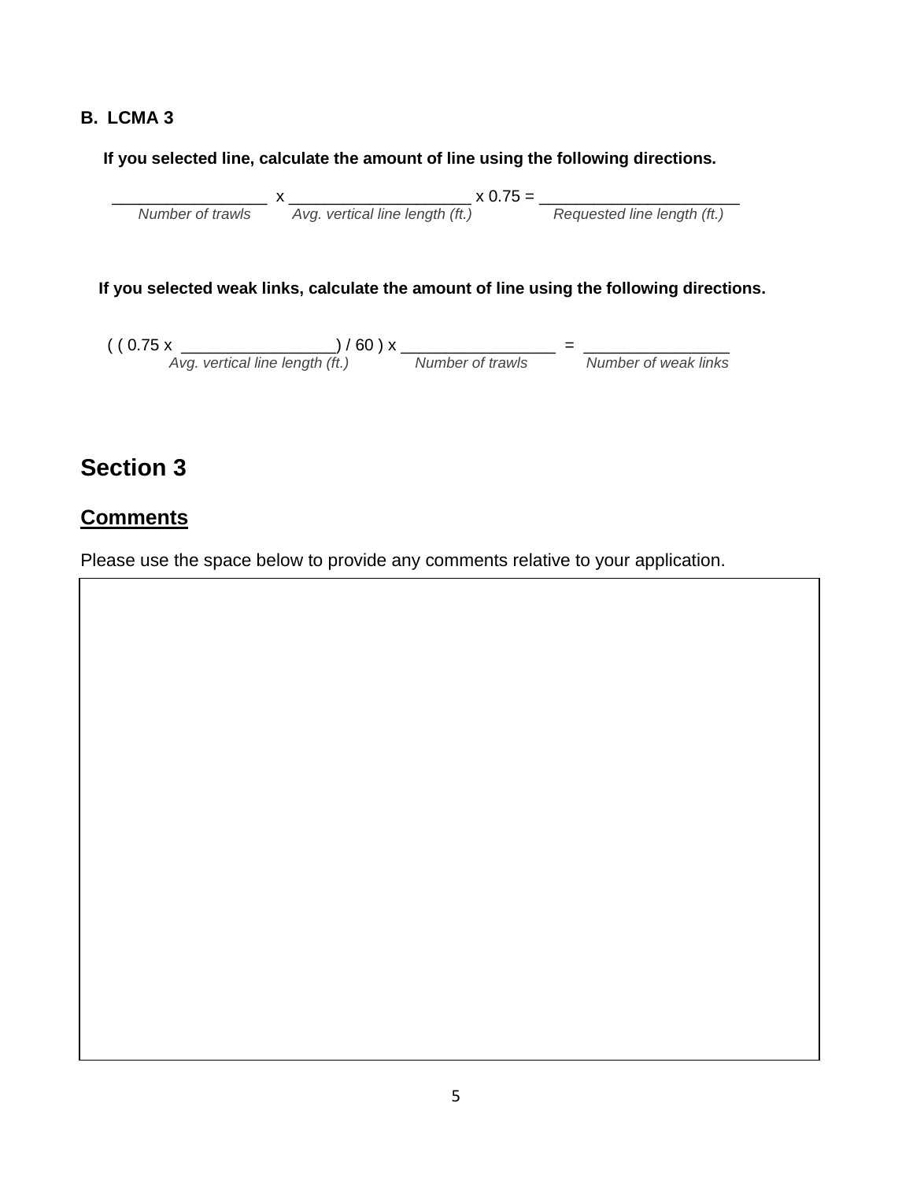**B. LCMA 3**

**If you selected line, calculate the amount of line using the following directions.**

_________________ x ____________________ x 0.75 = ______________________

*Number of trawls* *Avg. vertical line length (ft.)* *Requested line length (ft.)*

**If you selected weak links, calculate the amount of line using the following directions.**

( ( 0.75 x _________________) / 60 ) x _________________ = ________________

*Avg. vertical line length (ft.)* *Number of trawls* *Number of weak links*

# Section 3

## <u>Comments</u>

Please use the space below to provide any comments relative to your application.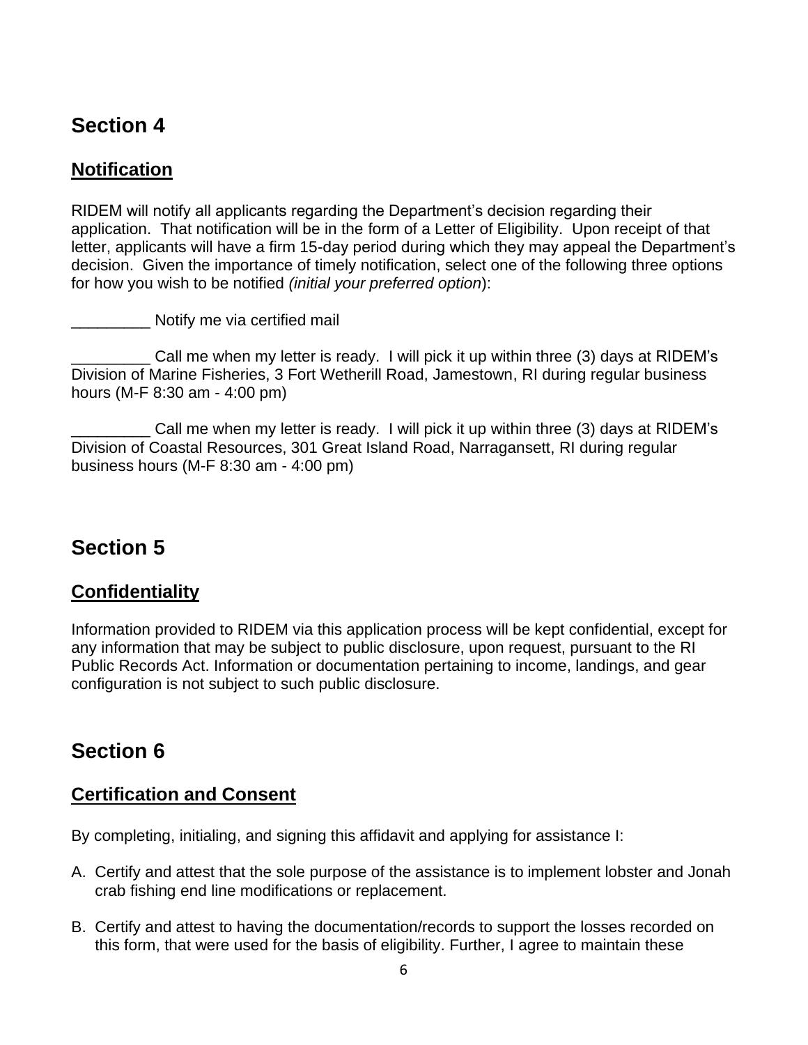# Section 4

## Notification

RIDEM will notify all applicants regarding the Department's decision regarding their application. That notification will be in the form of a Letter of Eligibility. Upon receipt of that letter, applicants will have a firm 15-day period during which they may appeal the Department's decision. Given the importance of timely notification, select one of the following three options for how you wish to be notified *(initial your preferred option)*:

_________ Notify me via certified mail

_________ Call me when my letter is ready. I will pick it up within three (3) days at RIDEM's Division of Marine Fisheries, 3 Fort Wetherill Road, Jamestown, RI during regular business hours (M-F 8:30 am - 4:00 pm)

_________ Call me when my letter is ready. I will pick it up within three (3) days at RIDEM's Division of Coastal Resources, 301 Great Island Road, Narragansett, RI during regular business hours (M-F 8:30 am - 4:00 pm)

# Section 5

## Confidentiality

Information provided to RIDEM via this application process will be kept confidential, except for any information that may be subject to public disclosure, upon request, pursuant to the RI Public Records Act. Information or documentation pertaining to income, landings, and gear configuration is not subject to such public disclosure.

# Section 6

## Certification and Consent

By completing, initialing, and signing this affidavit and applying for assistance I:

A. Certify and attest that the sole purpose of the assistance is to implement lobster and Jonah crab fishing end line modifications or replacement.

B. Certify and attest to having the documentation/records to support the losses recorded on this form, that were used for the basis of eligibility. Further, I agree to maintain these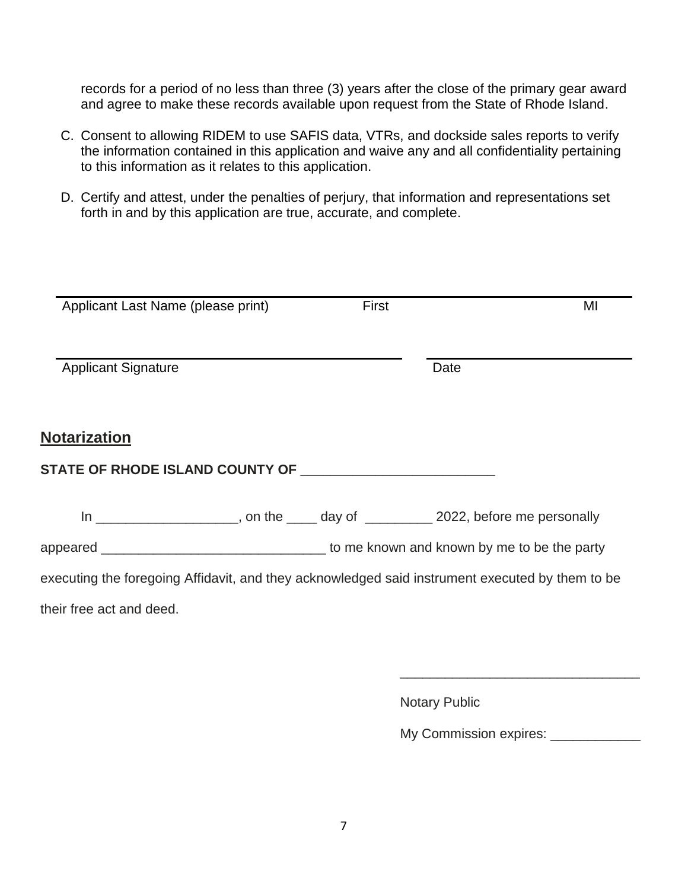records for a period of no less than three (3) years after the close of the primary gear award and agree to make these records available upon request from the State of Rhode Island.

C. Consent to allowing RIDEM to use SAFIS data, VTRs, and dockside sales reports to verify the information contained in this application and waive any and all confidentiality pertaining to this information as it relates to this application.

D. Certify and attest, under the penalties of perjury, that information and representations set forth in and by this application are true, accurate, and complete.

______________________________________________________________
Applicant Last Name (please print) First MI

______________________________ ______________________________
Applicant Signature Date

## Notarization

**STATE OF RHODE ISLAND COUNTY OF ___________________________**

In ___________________, on the ____ day of _________ 2022, before me personally appeared ______________________________ to me known and known by me to be the party executing the foregoing Affidavit, and they acknowledged said instrument executed by them to be their free act and deed.

________________________________

Notary Public

My Commission expires: ____________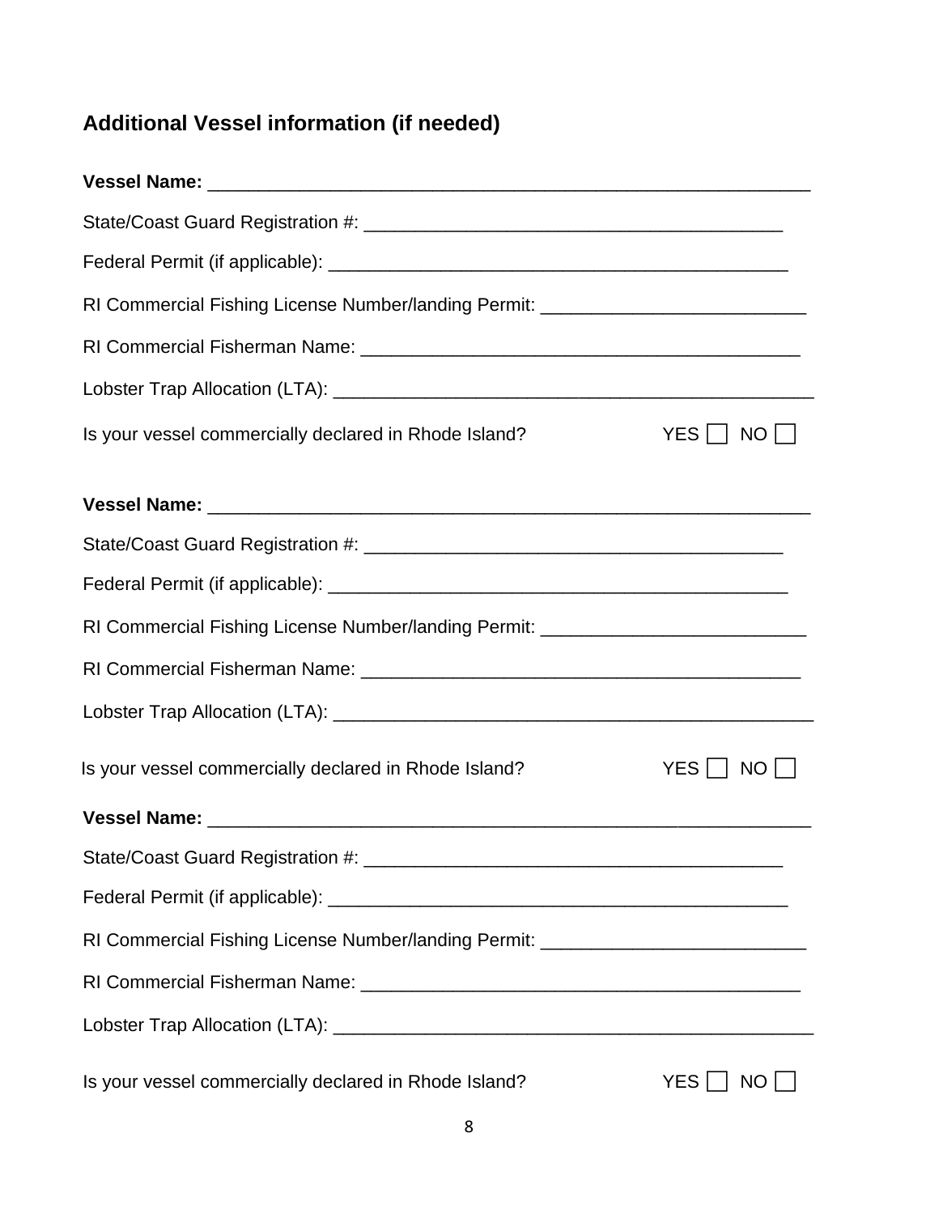## Additional Vessel information (if needed)

**Vessel Name:** ___________________________________________________________

State/Coast Guard Registration #: ________________________________________

Federal Permit (if applicable): _____________________________________________

RI Commercial Fishing License Number/landing Permit: _________________________

RI Commercial Fisherman Name: __________________________________________

Lobster Trap Allocation (LTA): _______________________________________________

Is your vessel commercially declared in Rhode Island? YES ☐ NO ☐

**Vessel Name:** ___________________________________________________________

State/Coast Guard Registration #: ________________________________________

Federal Permit (if applicable): _____________________________________________

RI Commercial Fishing License Number/landing Permit: _________________________

RI Commercial Fisherman Name: __________________________________________

Lobster Trap Allocation (LTA): _______________________________________________

Is your vessel commercially declared in Rhode Island? YES ☐ NO ☐

**Vessel Name:** ___________________________________________________________

State/Coast Guard Registration #: ________________________________________

Federal Permit (if applicable): _____________________________________________

RI Commercial Fishing License Number/landing Permit: _________________________

RI Commercial Fisherman Name: __________________________________________

Lobster Trap Allocation (LTA): _______________________________________________

Is your vessel commercially declared in Rhode Island? YES ☐ NO ☐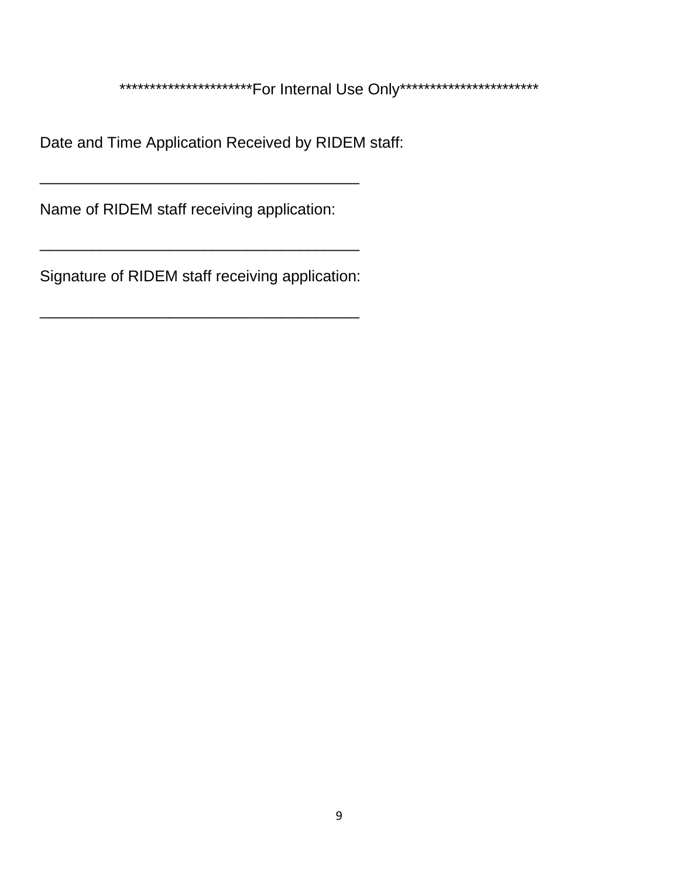**********************For Internal Use Only***********************

Date and Time Application Received by RIDEM staff:

_____________________________________

Name of RIDEM staff receiving application:

_____________________________________

Signature of RIDEM staff receiving application:

_____________________________________